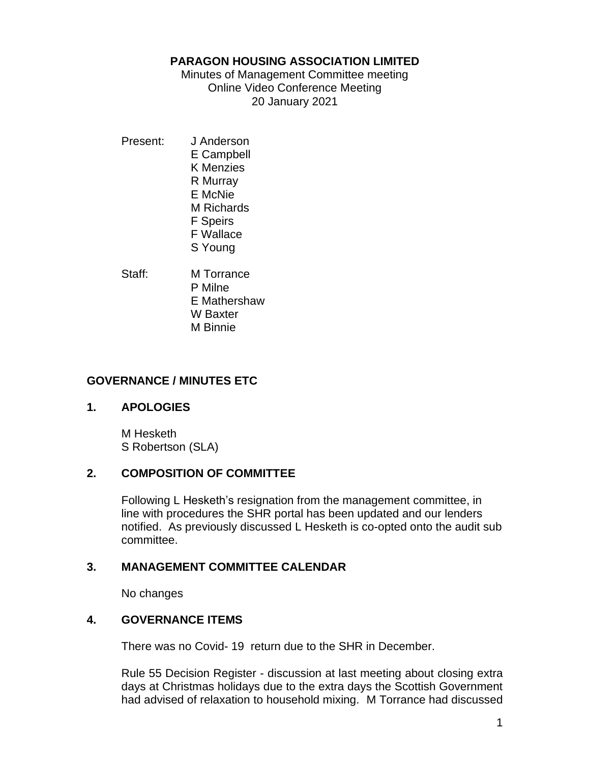**PARAGON HOUSING ASSOCIATION LIMITED**

Minutes of Management Committee meeting
Online Video Conference Meeting
20 January 2021

Present:
J Anderson
E Campbell
K Menzies
R Murray
E McNie
M Richards
F Speirs
F Wallace
S Young

Staff:
M Torrance
P Milne
E Mathershaw
W Baxter
M Binnie

## GOVERNANCE / MINUTES ETC

### 1. APOLOGIES

M Hesketh
S Robertson (SLA)

### 2. COMPOSITION OF COMMITTEE

Following L Hesketh's resignation from the management committee, in line with procedures the SHR portal has been updated and our lenders notified. As previously discussed L Hesketh is co-opted onto the audit sub committee.

### 3. MANAGEMENT COMMITTEE CALENDAR

No changes

### 4. GOVERNANCE ITEMS

There was no Covid- 19 return due to the SHR in December.

Rule 55 Decision Register - discussion at last meeting about closing extra days at Christmas holidays due to the extra days the Scottish Government had advised of relaxation to household mixing. M Torrance had discussed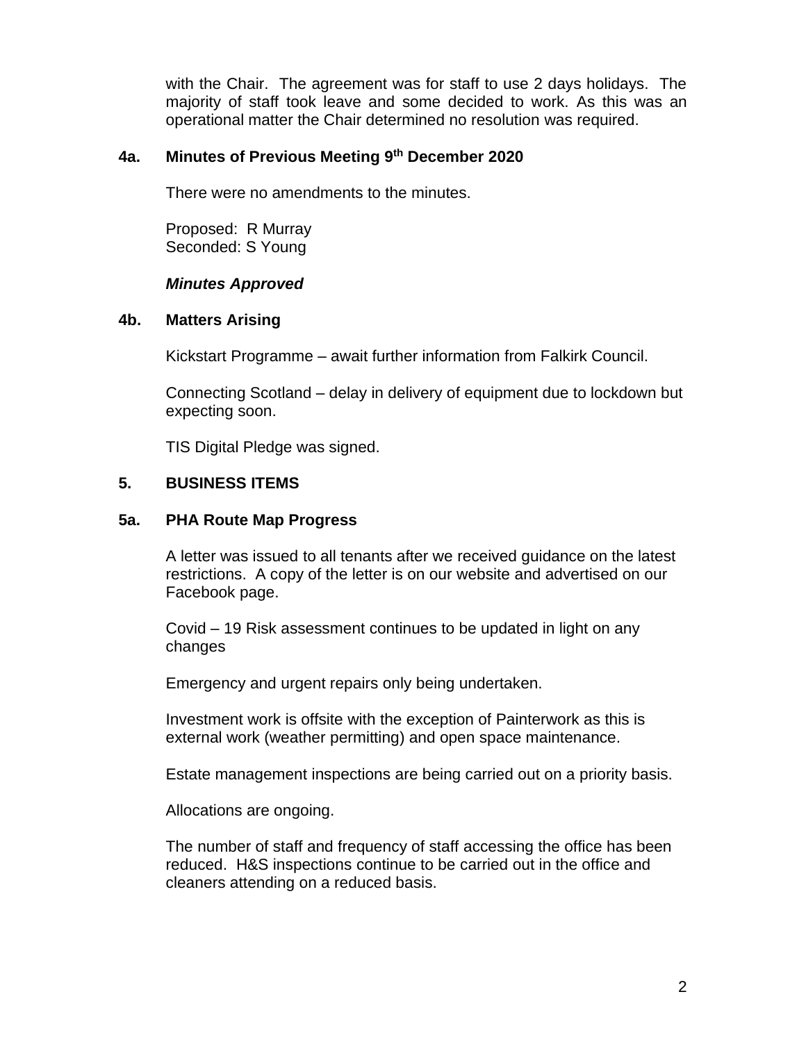with the Chair. The agreement was for staff to use 2 days holidays. The majority of staff took leave and some decided to work. As this was an operational matter the Chair determined no resolution was required.

### 4a. Minutes of Previous Meeting 9th December 2020

There were no amendments to the minutes.

Proposed: R Murray
Seconded: S Young

***Minutes Approved***

### 4b. Matters Arising

Kickstart Programme – await further information from Falkirk Council.

Connecting Scotland – delay in delivery of equipment due to lockdown but expecting soon.

TIS Digital Pledge was signed.

## 5. BUSINESS ITEMS

### 5a. PHA Route Map Progress

A letter was issued to all tenants after we received guidance on the latest restrictions. A copy of the letter is on our website and advertised on our Facebook page.

Covid – 19 Risk assessment continues to be updated in light on any changes

Emergency and urgent repairs only being undertaken.

Investment work is offsite with the exception of Painterwork as this is external work (weather permitting) and open space maintenance.

Estate management inspections are being carried out on a priority basis.

Allocations are ongoing.

The number of staff and frequency of staff accessing the office has been reduced. H&S inspections continue to be carried out in the office and cleaners attending on a reduced basis.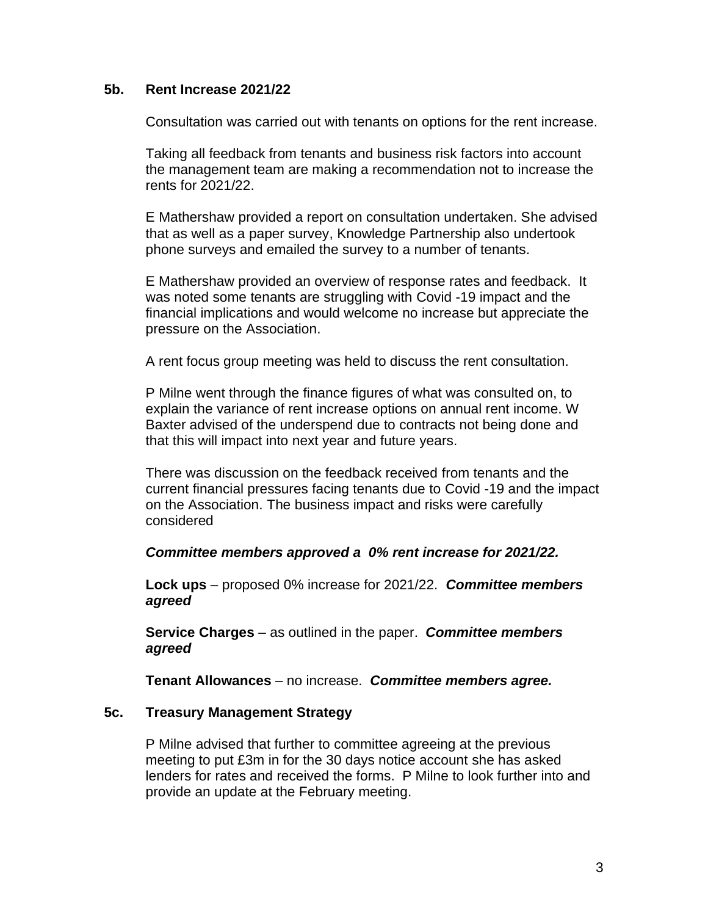### 5b. Rent Increase 2021/22

Consultation was carried out with tenants on options for the rent increase.

Taking all feedback from tenants and business risk factors into account the management team are making a recommendation not to increase the rents for 2021/22.

E Mathershaw provided a report on consultation undertaken. She advised that as well as a paper survey, Knowledge Partnership also undertook phone surveys and emailed the survey to a number of tenants.

E Mathershaw provided an overview of response rates and feedback. It was noted some tenants are struggling with Covid -19 impact and the financial implications and would welcome no increase but appreciate the pressure on the Association.

A rent focus group meeting was held to discuss the rent consultation.

P Milne went through the finance figures of what was consulted on, to explain the variance of rent increase options on annual rent income. W Baxter advised of the underspend due to contracts not being done and that this will impact into next year and future years.

There was discussion on the feedback received from tenants and the current financial pressures facing tenants due to Covid -19 and the impact on the Association. The business impact and risks were carefully considered

***Committee members approved a 0% rent increase for 2021/22.***

**Lock ups** – proposed 0% increase for 2021/22. ***Committee members agreed***

**Service Charges** – as outlined in the paper. ***Committee members agreed***

**Tenant Allowances** – no increase. ***Committee members agree.***

### 5c. Treasury Management Strategy

P Milne advised that further to committee agreeing at the previous meeting to put £3m in for the 30 days notice account she has asked lenders for rates and received the forms. P Milne to look further into and provide an update at the February meeting.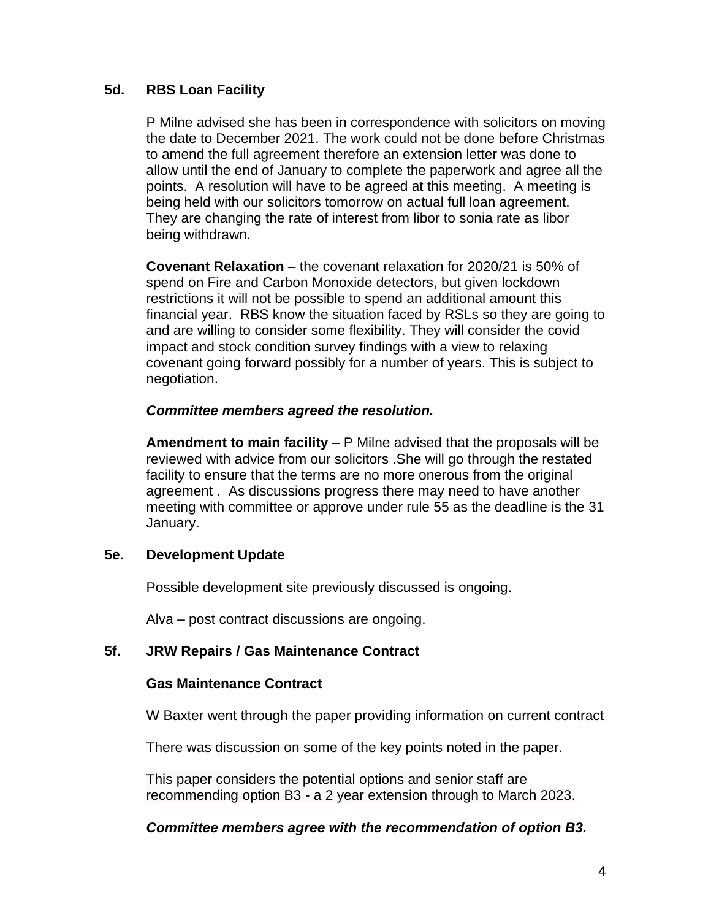### 5d. RBS Loan Facility

P Milne advised she has been in correspondence with solicitors on moving the date to December 2021. The work could not be done before Christmas to amend the full agreement therefore an extension letter was done to allow until the end of January to complete the paperwork and agree all the points. A resolution will have to be agreed at this meeting. A meeting is being held with our solicitors tomorrow on actual full loan agreement. They are changing the rate of interest from libor to sonia rate as libor being withdrawn.

**Covenant Relaxation** – the covenant relaxation for 2020/21 is 50% of spend on Fire and Carbon Monoxide detectors, but given lockdown restrictions it will not be possible to spend an additional amount this financial year. RBS know the situation faced by RSLs so they are going to and are willing to consider some flexibility. They will consider the covid impact and stock condition survey findings with a view to relaxing covenant going forward possibly for a number of years. This is subject to negotiation.

***Committee members agreed the resolution.***

**Amendment to main facility** – P Milne advised that the proposals will be reviewed with advice from our solicitors .She will go through the restated facility to ensure that the terms are no more onerous from the original agreement . As discussions progress there may need to have another meeting with committee or approve under rule 55 as the deadline is the 31 January.

### 5e. Development Update

Possible development site previously discussed is ongoing.

Alva – post contract discussions are ongoing.

### 5f. JRW Repairs / Gas Maintenance Contract

**Gas Maintenance Contract**

W Baxter went through the paper providing information on current contract

There was discussion on some of the key points noted in the paper.

This paper considers the potential options and senior staff are recommending option B3 - a 2 year extension through to March 2023.

***Committee members agree with the recommendation of option B3.***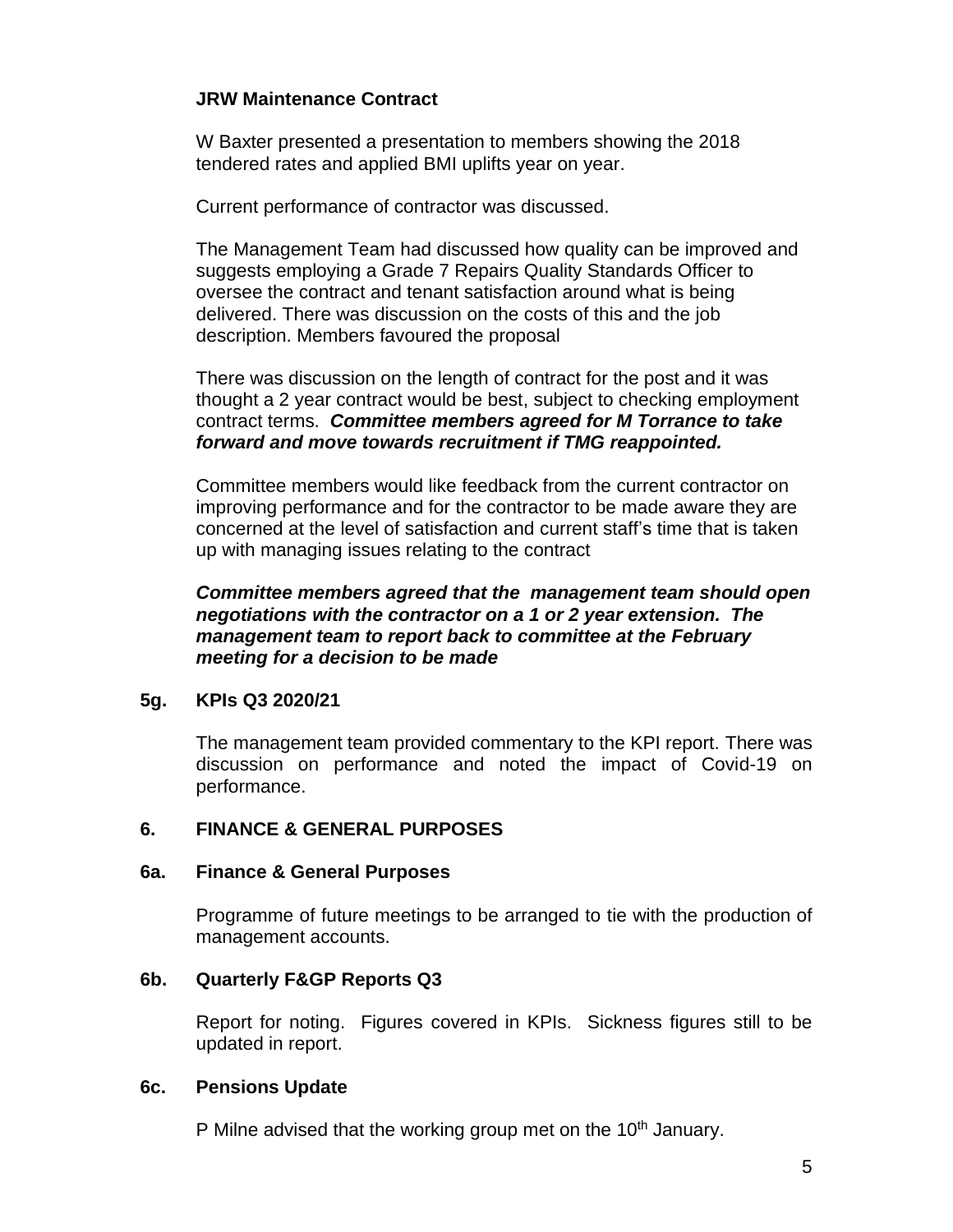**JRW Maintenance Contract**

W Baxter presented a presentation to members showing the 2018 tendered rates and applied BMI uplifts year on year.

Current performance of contractor was discussed.

The Management Team had discussed how quality can be improved and suggests employing a Grade 7 Repairs Quality Standards Officer to oversee the contract and tenant satisfaction around what is being delivered. There was discussion on the costs of this and the job description. Members favoured the proposal

There was discussion on the length of contract for the post and it was thought a 2 year contract would be best, subject to checking employment contract terms. ***Committee members agreed for M Torrance to take forward and move towards recruitment if TMG reappointed.***

Committee members would like feedback from the current contractor on improving performance and for the contractor to be made aware they are concerned at the level of satisfaction and current staff's time that is taken up with managing issues relating to the contract

***Committee members agreed that the management team should open negotiations with the contractor on a 1 or 2 year extension. The management team to report back to committee at the February meeting for a decision to be made***

**5g. KPIs Q3 2020/21**

The management team provided commentary to the KPI report. There was discussion on performance and noted the impact of Covid-19 on performance.

**6. FINANCE & GENERAL PURPOSES**

**6a. Finance & General Purposes**

Programme of future meetings to be arranged to tie with the production of management accounts.

**6b. Quarterly F&GP Reports Q3**

Report for noting. Figures covered in KPIs. Sickness figures still to be updated in report.

**6c. Pensions Update**

P Milne advised that the working group met on the 10th January.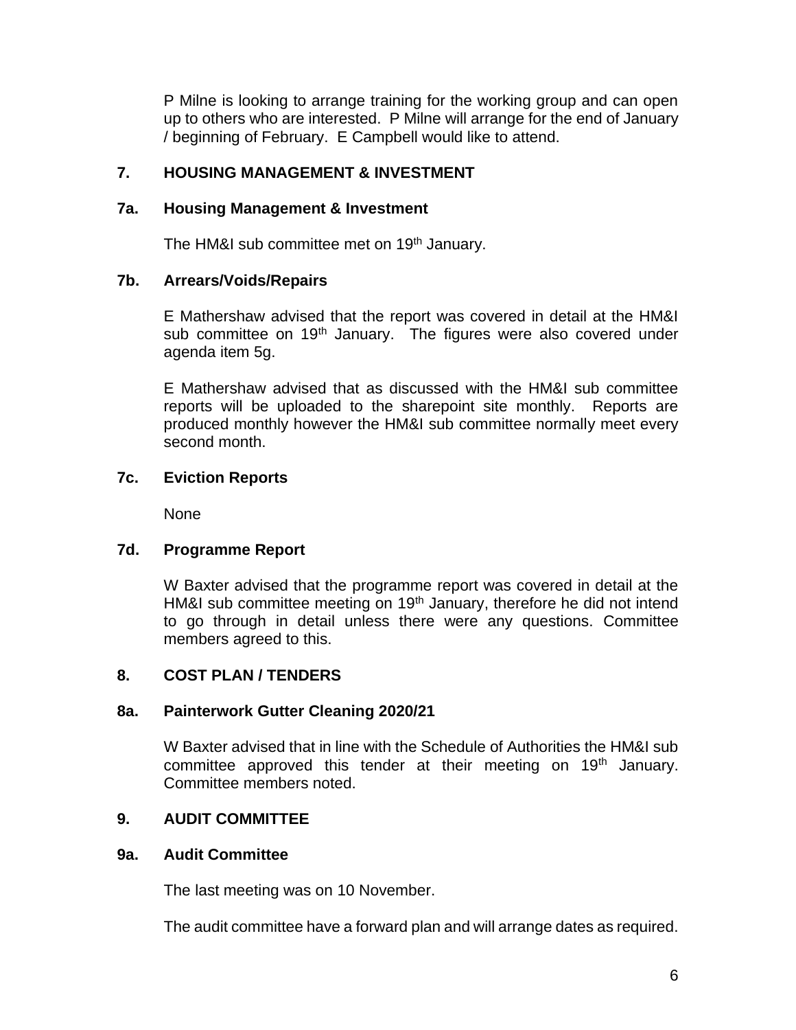P Milne is looking to arrange training for the working group and can open up to others who are interested. P Milne will arrange for the end of January / beginning of February. E Campbell would like to attend.

## 7. HOUSING MANAGEMENT & INVESTMENT

### 7a. Housing Management & Investment

The HM&I sub committee met on 19th January.

### 7b. Arrears/Voids/Repairs

E Mathershaw advised that the report was covered in detail at the HM&I sub committee on 19th January. The figures were also covered under agenda item 5g.

E Mathershaw advised that as discussed with the HM&I sub committee reports will be uploaded to the sharepoint site monthly. Reports are produced monthly however the HM&I sub committee normally meet every second month.

### 7c. Eviction Reports

None

### 7d. Programme Report

W Baxter advised that the programme report was covered in detail at the HM&I sub committee meeting on 19th January, therefore he did not intend to go through in detail unless there were any questions. Committee members agreed to this.

## 8. COST PLAN / TENDERS

### 8a. Painterwork Gutter Cleaning 2020/21

W Baxter advised that in line with the Schedule of Authorities the HM&I sub committee approved this tender at their meeting on 19th January. Committee members noted.

## 9. AUDIT COMMITTEE

### 9a. Audit Committee

The last meeting was on 10 November.

The audit committee have a forward plan and will arrange dates as required.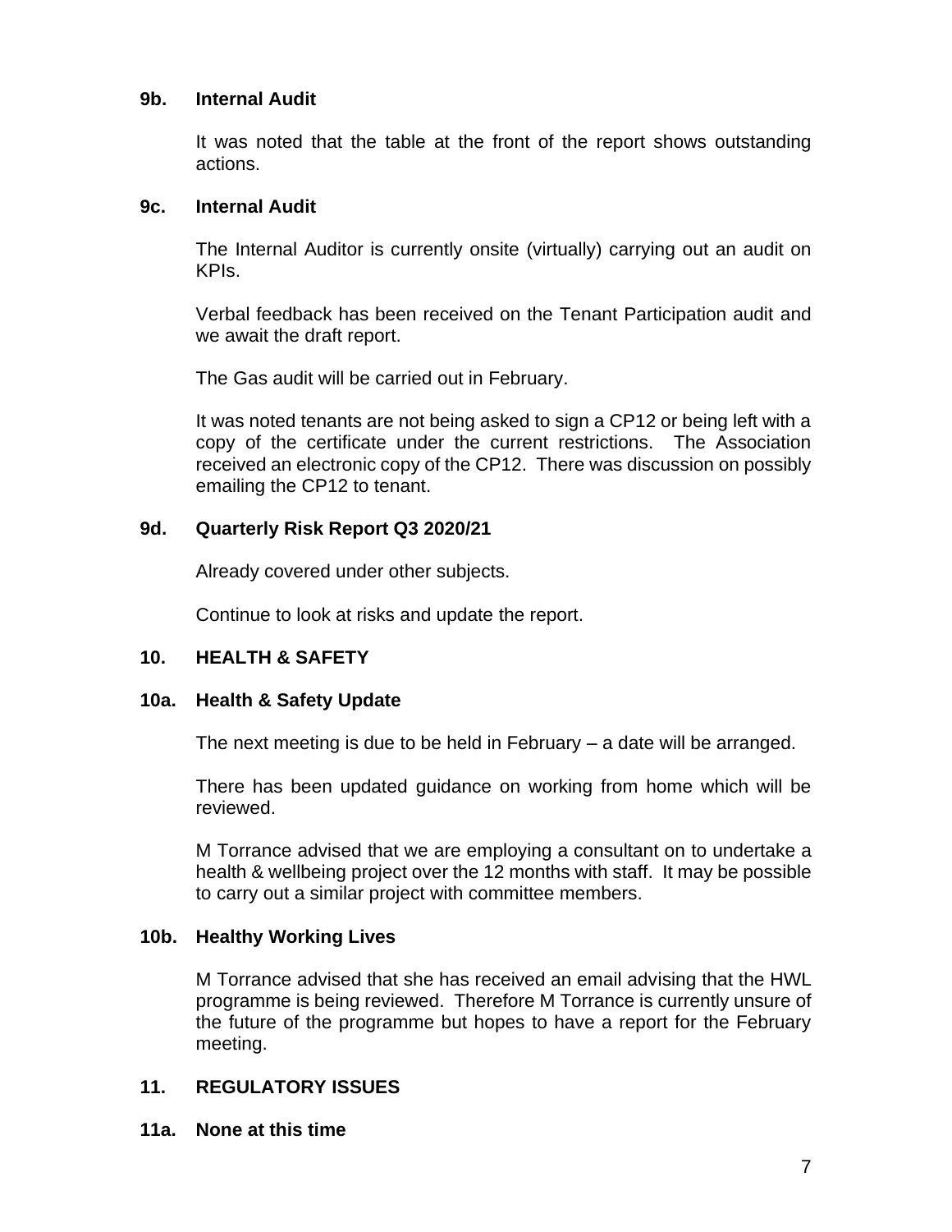### 9b. Internal Audit

It was noted that the table at the front of the report shows outstanding actions.

### 9c. Internal Audit

The Internal Auditor is currently onsite (virtually) carrying out an audit on KPIs.

Verbal feedback has been received on the Tenant Participation audit and we await the draft report.

The Gas audit will be carried out in February.

It was noted tenants are not being asked to sign a CP12 or being left with a copy of the certificate under the current restrictions. The Association received an electronic copy of the CP12. There was discussion on possibly emailing the CP12 to tenant.

### 9d. Quarterly Risk Report Q3 2020/21

Already covered under other subjects.

Continue to look at risks and update the report.

## 10. HEALTH & SAFETY

### 10a. Health & Safety Update

The next meeting is due to be held in February – a date will be arranged.

There has been updated guidance on working from home which will be reviewed.

M Torrance advised that we are employing a consultant on to undertake a health & wellbeing project over the 12 months with staff. It may be possible to carry out a similar project with committee members.

### 10b. Healthy Working Lives

M Torrance advised that she has received an email advising that the HWL programme is being reviewed. Therefore M Torrance is currently unsure of the future of the programme but hopes to have a report for the February meeting.

## 11. REGULATORY ISSUES

### 11a. None at this time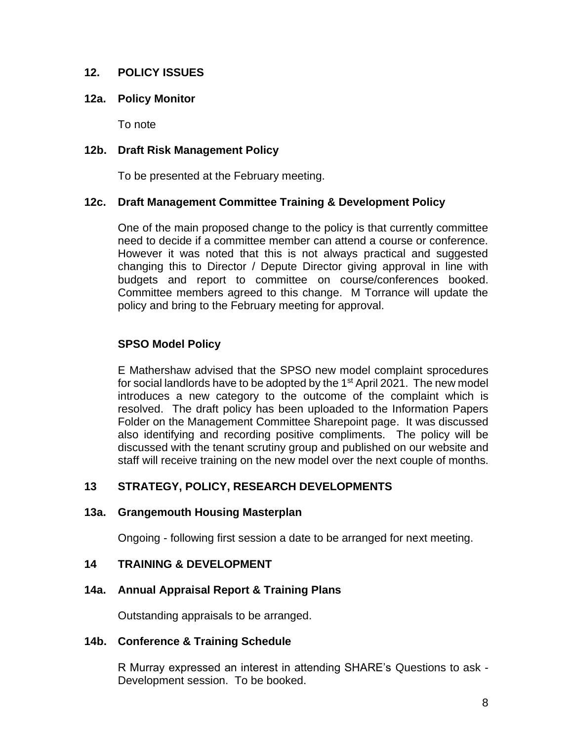## 12. POLICY ISSUES

### 12a. Policy Monitor

To note

### 12b. Draft Risk Management Policy

To be presented at the February meeting.

### 12c. Draft Management Committee Training & Development Policy

One of the main proposed change to the policy is that currently committee need to decide if a committee member can attend a course or conference. However it was noted that this is not always practical and suggested changing this to Director / Depute Director giving approval in line with budgets and report to committee on course/conferences booked. Committee members agreed to this change. M Torrance will update the policy and bring to the February meeting for approval.

### SPSO Model Policy

E Mathershaw advised that the SPSO new model complaint sprocedures for social landlords have to be adopted by the 1st April 2021. The new model introduces a new category to the outcome of the complaint which is resolved. The draft policy has been uploaded to the Information Papers Folder on the Management Committee Sharepoint page. It was discussed also identifying and recording positive compliments. The policy will be discussed with the tenant scrutiny group and published on our website and staff will receive training on the new model over the next couple of months.

## 13 STRATEGY, POLICY, RESEARCH DEVELOPMENTS

### 13a. Grangemouth Housing Masterplan

Ongoing - following first session a date to be arranged for next meeting.

## 14 TRAINING & DEVELOPMENT

### 14a. Annual Appraisal Report & Training Plans

Outstanding appraisals to be arranged.

### 14b. Conference & Training Schedule

R Murray expressed an interest in attending SHARE's Questions to ask - Development session. To be booked.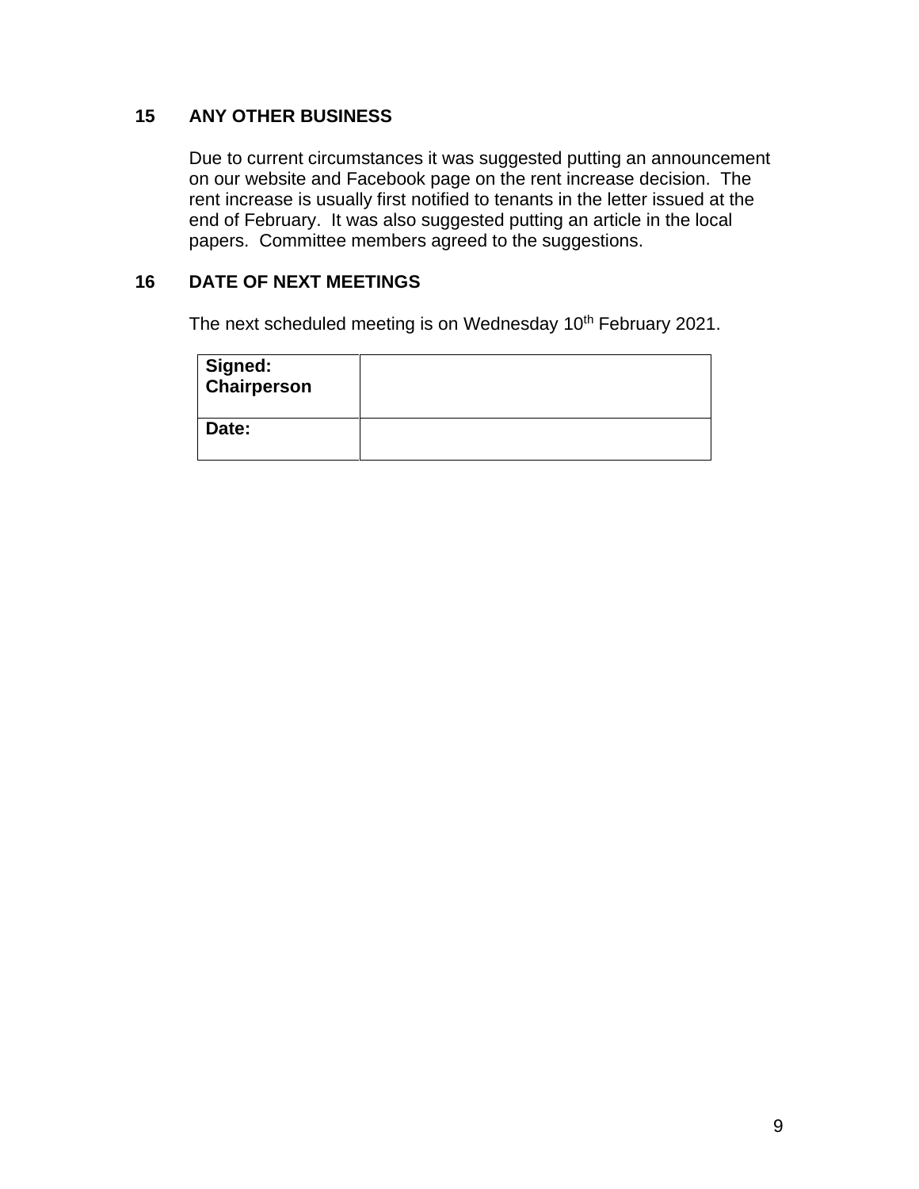## 15 ANY OTHER BUSINESS

Due to current circumstances it was suggested putting an announcement on our website and Facebook page on the rent increase decision. The rent increase is usually first notified to tenants in the letter issued at the end of February. It was also suggested putting an article in the local papers. Committee members agreed to the suggestions.

## 16 DATE OF NEXT MEETINGS

The next scheduled meeting is on Wednesday 10th February 2021.

| | |
|---|---|
| **Signed: Chairperson** | |
| **Date:** | |